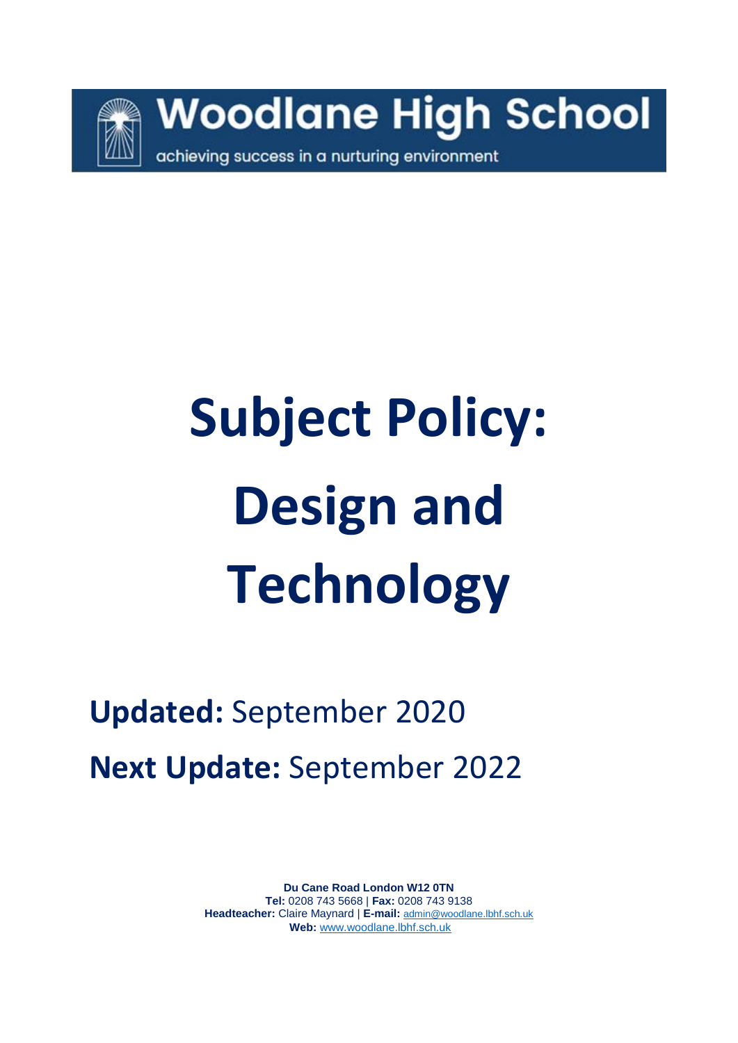# Woodlane High School

achieving success in a nurturing environment

# Subject Policy: Design and Technology

**Updated:** September 2020

**Next Update:** September 2022

**Du Cane Road London W12 0TN**
**Tel:** 0208 743 5668 | **Fax:** 0208 743 9138
**Headteacher:** Claire Maynard | **E-mail:** admin@woodlane.lbhf.sch.uk
**Web:** www.woodlane.lbhf.sch.uk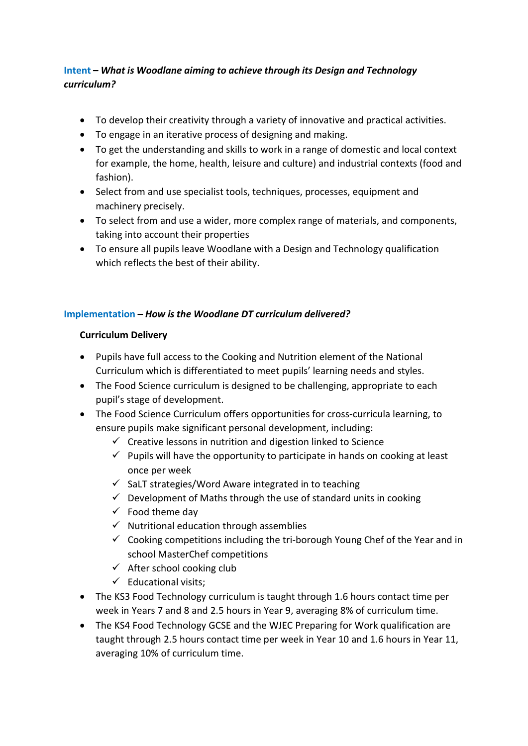**Intent** – ***What is Woodlane aiming to achieve through its Design and Technology curriculum?***

- To develop their creativity through a variety of innovative and practical activities.
- To engage in an iterative process of designing and making.
- To get the understanding and skills to work in a range of domestic and local context for example, the home, health, leisure and culture) and industrial contexts (food and fashion).
- Select from and use specialist tools, techniques, processes, equipment and machinery precisely.
- To select from and use a wider, more complex range of materials, and components, taking into account their properties
- To ensure all pupils leave Woodlane with a Design and Technology qualification which reflects the best of their ability.

**Implementation** – ***How is the Woodlane DT curriculum delivered?***

**Curriculum Delivery**

- Pupils have full access to the Cooking and Nutrition element of the National Curriculum which is differentiated to meet pupils' learning needs and styles.
- The Food Science curriculum is designed to be challenging, appropriate to each pupil's stage of development.
- The Food Science Curriculum offers opportunities for cross-curricula learning, to ensure pupils make significant personal development, including:
  - ✓ Creative lessons in nutrition and digestion linked to Science
  - ✓ Pupils will have the opportunity to participate in hands on cooking at least once per week
  - ✓ SaLT strategies/Word Aware integrated in to teaching
  - ✓ Development of Maths through the use of standard units in cooking
  - ✓ Food theme day
  - ✓ Nutritional education through assemblies
  - ✓ Cooking competitions including the tri-borough Young Chef of the Year and in school MasterChef competitions
  - ✓ After school cooking club
  - ✓ Educational visits;
- The KS3 Food Technology curriculum is taught through 1.6 hours contact time per week in Years 7 and 8 and 2.5 hours in Year 9, averaging 8% of curriculum time.
- The KS4 Food Technology GCSE and the WJEC Preparing for Work qualification are taught through 2.5 hours contact time per week in Year 10 and 1.6 hours in Year 11, averaging 10% of curriculum time.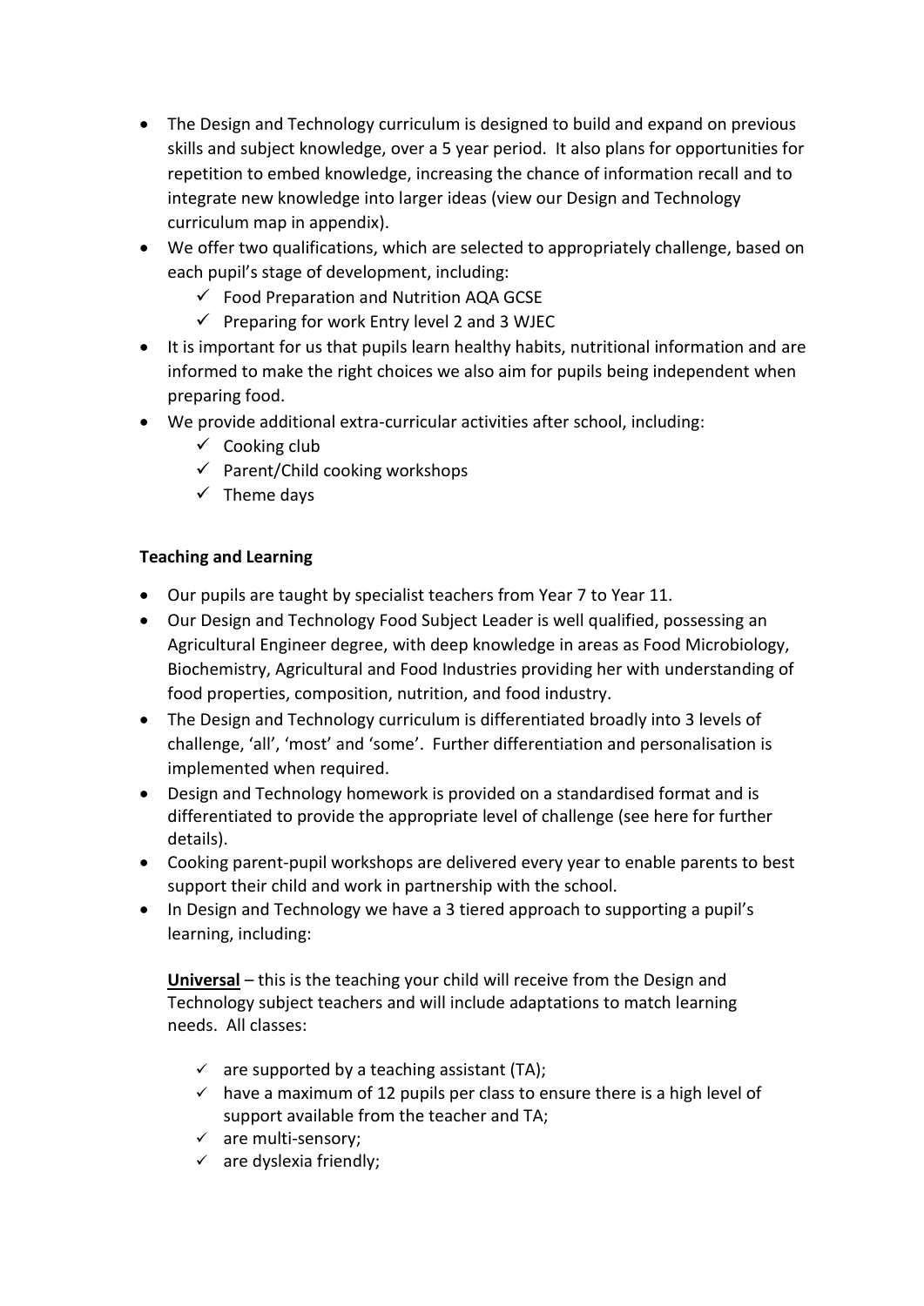- The Design and Technology curriculum is designed to build and expand on previous skills and subject knowledge, over a 5 year period. It also plans for opportunities for repetition to embed knowledge, increasing the chance of information recall and to integrate new knowledge into larger ideas (view our Design and Technology curriculum map in appendix).
- We offer two qualifications, which are selected to appropriately challenge, based on each pupil's stage of development, including:
  - ✓ Food Preparation and Nutrition AQA GCSE
  - ✓ Preparing for work Entry level 2 and 3 WJEC
- It is important for us that pupils learn healthy habits, nutritional information and are informed to make the right choices we also aim for pupils being independent when preparing food.
- We provide additional extra-curricular activities after school, including:
  - ✓ Cooking club
  - ✓ Parent/Child cooking workshops
  - ✓ Theme days

**Teaching and Learning**

- Our pupils are taught by specialist teachers from Year 7 to Year 11.
- Our Design and Technology Food Subject Leader is well qualified, possessing an Agricultural Engineer degree, with deep knowledge in areas as Food Microbiology, Biochemistry, Agricultural and Food Industries providing her with understanding of food properties, composition, nutrition, and food industry.
- The Design and Technology curriculum is differentiated broadly into 3 levels of challenge, 'all', 'most' and 'some'. Further differentiation and personalisation is implemented when required.
- Design and Technology homework is provided on a standardised format and is differentiated to provide the appropriate level of challenge (see here for further details).
- Cooking parent-pupil workshops are delivered every year to enable parents to best support their child and work in partnership with the school.
- In Design and Technology we have a 3 tiered approach to supporting a pupil's learning, including:

  **Universal** – this is the teaching your child will receive from the Design and Technology subject teachers and will include adaptations to match learning needs. All classes:

  - ✓ are supported by a teaching assistant (TA);
  - ✓ have a maximum of 12 pupils per class to ensure there is a high level of support available from the teacher and TA;
  - ✓ are multi-sensory;
  - ✓ are dyslexia friendly;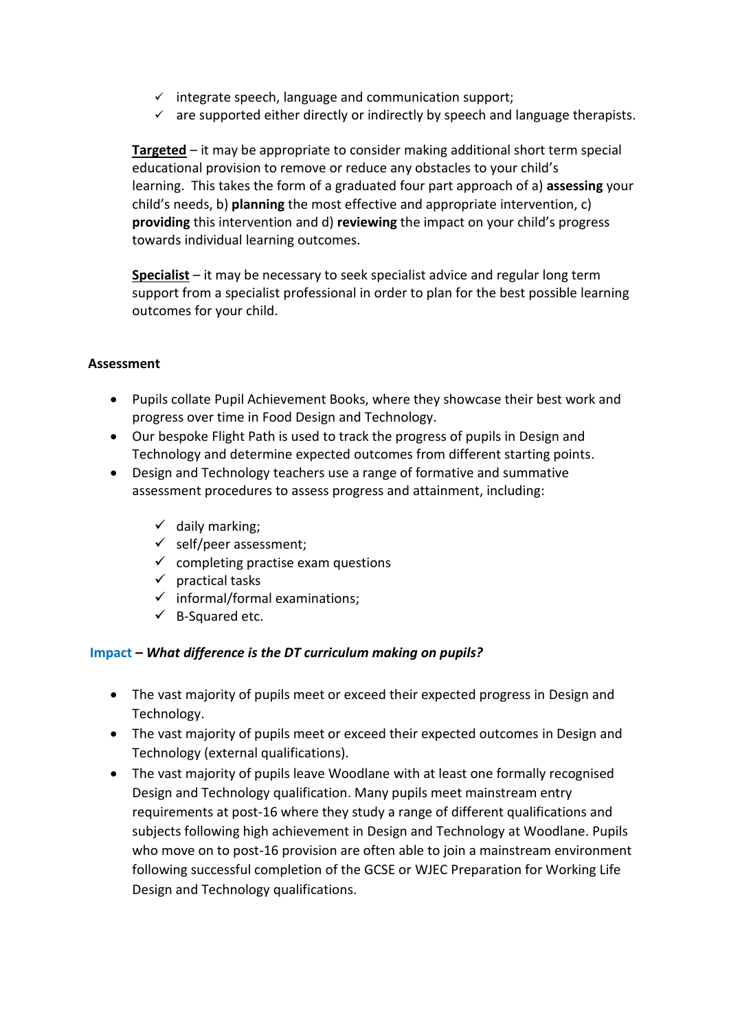- ✓ integrate speech, language and communication support;
- ✓ are supported either directly or indirectly by speech and language therapists.

**Targeted** – it may be appropriate to consider making additional short term special educational provision to remove or reduce any obstacles to your child's learning. This takes the form of a graduated four part approach of a) **assessing** your child's needs, b) **planning** the most effective and appropriate intervention, c) **providing** this intervention and d) **reviewing** the impact on your child's progress towards individual learning outcomes.

**Specialist** – it may be necessary to seek specialist advice and regular long term support from a specialist professional in order to plan for the best possible learning outcomes for your child.

**Assessment**

- Pupils collate Pupil Achievement Books, where they showcase their best work and progress over time in Food Design and Technology.
- Our bespoke Flight Path is used to track the progress of pupils in Design and Technology and determine expected outcomes from different starting points.
- Design and Technology teachers use a range of formative and summative assessment procedures to assess progress and attainment, including:
  - ✓ daily marking;
  - ✓ self/peer assessment;
  - ✓ completing practise exam questions
  - ✓ practical tasks
  - ✓ informal/formal examinations;
  - ✓ B-Squared etc.

**Impact – *What difference is the DT curriculum making on pupils?***

- The vast majority of pupils meet or exceed their expected progress in Design and Technology.
- The vast majority of pupils meet or exceed their expected outcomes in Design and Technology (external qualifications).
- The vast majority of pupils leave Woodlane with at least one formally recognised Design and Technology qualification. Many pupils meet mainstream entry requirements at post-16 where they study a range of different qualifications and subjects following high achievement in Design and Technology at Woodlane. Pupils who move on to post-16 provision are often able to join a mainstream environment following successful completion of the GCSE or WJEC Preparation for Working Life Design and Technology qualifications.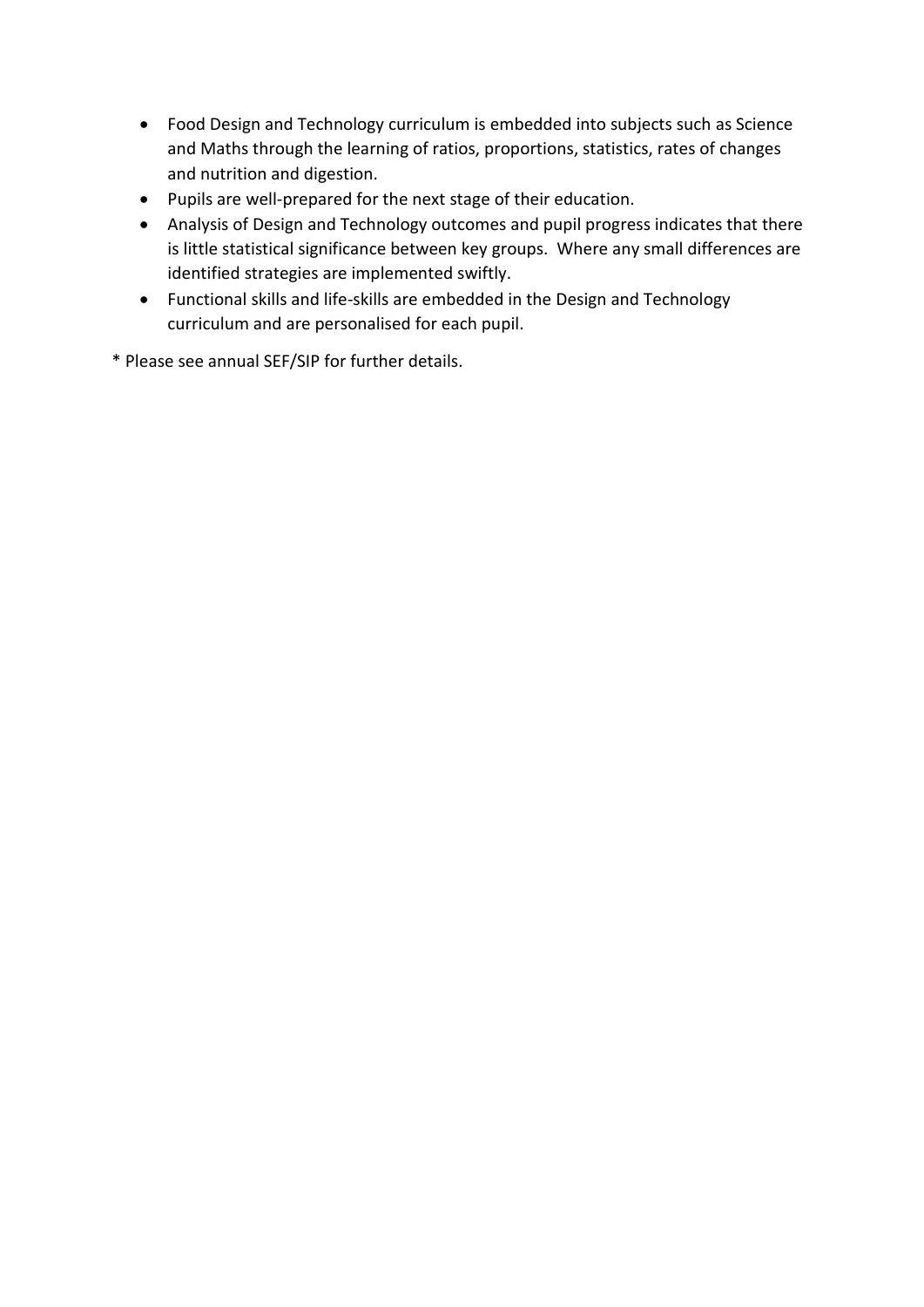- Food Design and Technology curriculum is embedded into subjects such as Science and Maths through the learning of ratios, proportions, statistics, rates of changes and nutrition and digestion.
- Pupils are well-prepared for the next stage of their education.
- Analysis of Design and Technology outcomes and pupil progress indicates that there is little statistical significance between key groups. Where any small differences are identified strategies are implemented swiftly.
- Functional skills and life-skills are embedded in the Design and Technology curriculum and are personalised for each pupil.

* Please see annual SEF/SIP for further details.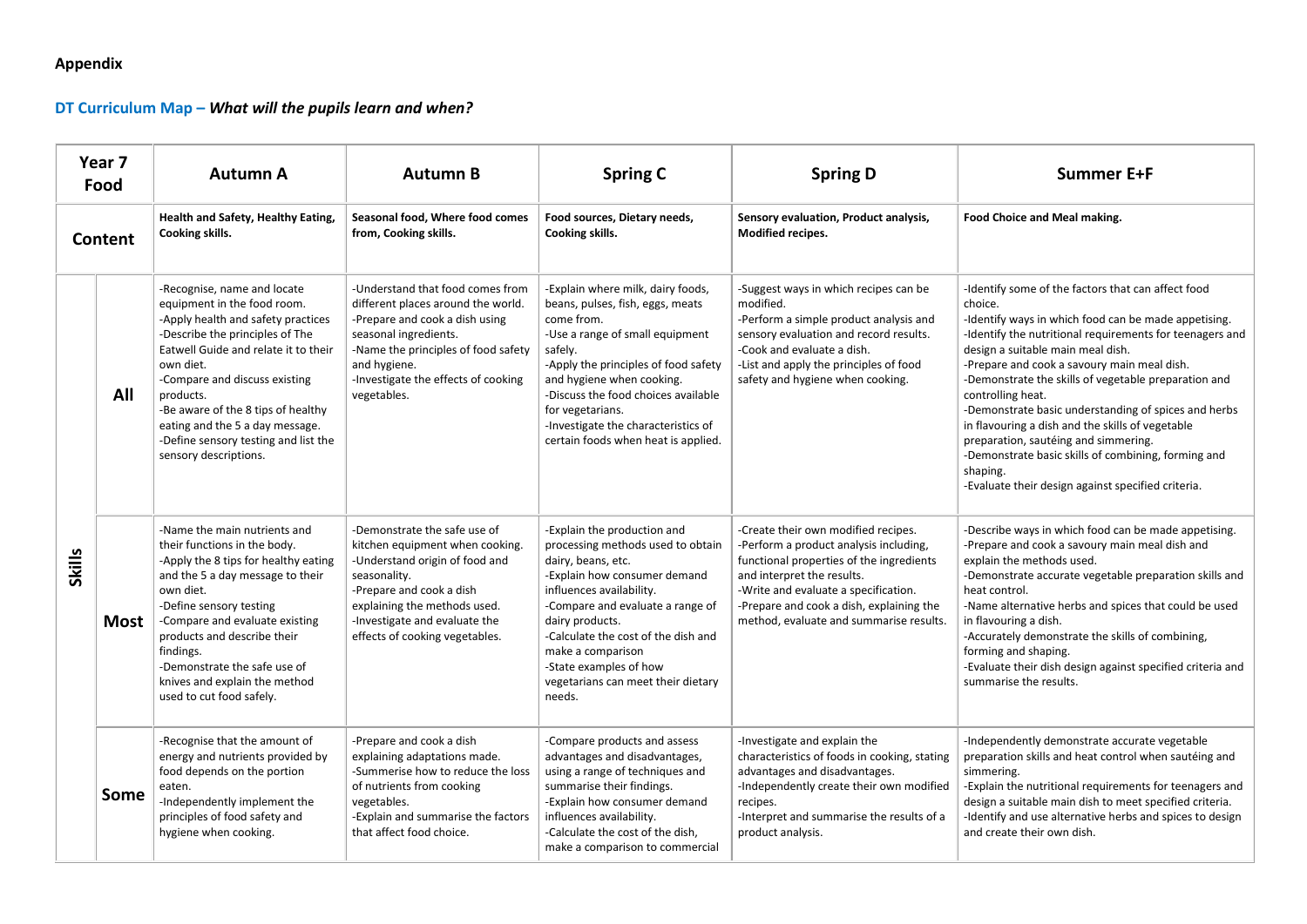**Appendix**

## DT Curriculum Map – *What will the pupils learn and when?*

| Year 7 Food | | Autumn A | Autumn B | Spring C | Spring D | Summer E+F |
|---|---|---|---|---|---|---|
| **Content** | | **Health and Safety, Healthy Eating, Cooking skills.** | **Seasonal food, Where food comes from, Cooking skills.** | **Food sources, Dietary needs, Cooking skills.** | **Sensory evaluation, Product analysis, Modified recipes.** | **Food Choice and Meal making.** |
| **Skills** | **All** | -Recognise, name and locate equipment in the food room.<br>-Apply health and safety practices<br>-Describe the principles of The Eatwell Guide and relate it to their own diet.<br>-Compare and discuss existing products.<br>-Be aware of the 8 tips of healthy eating and the 5 a day message.<br>-Define sensory testing and list the sensory descriptions. | -Understand that food comes from different places around the world.<br>-Prepare and cook a dish using seasonal ingredients.<br>-Name the principles of food safety and hygiene.<br>-Investigate the effects of cooking vegetables. | -Explain where milk, dairy foods, beans, pulses, fish, eggs, meats come from.<br>-Use a range of small equipment safely.<br>-Apply the principles of food safety and hygiene when cooking.<br>-Discuss the food choices available for vegetarians.<br>-Investigate the characteristics of certain foods when heat is applied. | -Suggest ways in which recipes can be modified.<br>-Perform a simple product analysis and sensory evaluation and record results.<br>-Cook and evaluate a dish.<br>-List and apply the principles of food safety and hygiene when cooking. | -Identify some of the factors that can affect food choice.<br>-Identify ways in which food can be made appetising.<br>-Identify the nutritional requirements for teenagers and design a suitable main meal dish.<br>-Prepare and cook a savoury main meal dish.<br>-Demonstrate the skills of vegetable preparation and controlling heat.<br>-Demonstrate basic understanding of spices and herbs in flavouring a dish and the skills of vegetable preparation, sautéing and simmering.<br>-Demonstrate basic skills of combining, forming and shaping.<br>-Evaluate their design against specified criteria. |
| | **Most** | -Name the main nutrients and their functions in the body.<br>-Apply the 8 tips for healthy eating and the 5 a day message to their own diet.<br>-Define sensory testing<br>-Compare and evaluate existing products and describe their findings.<br>-Demonstrate the safe use of knives and explain the method used to cut food safely. | -Demonstrate the safe use of kitchen equipment when cooking.<br>-Understand origin of food and seasonality.<br>-Prepare and cook a dish explaining the methods used.<br>-Investigate and evaluate the effects of cooking vegetables. | -Explain the production and processing methods used to obtain dairy, beans, etc.<br>-Explain how consumer demand influences availability.<br>-Compare and evaluate a range of dairy products.<br>-Calculate the cost of the dish and make a comparison<br>-State examples of how vegetarians can meet their dietary needs. | -Create their own modified recipes.<br>-Perform a product analysis including, functional properties of the ingredients and interpret the results.<br>-Write and evaluate a specification.<br>-Prepare and cook a dish, explaining the method, evaluate and summarise results. | -Describe ways in which food can be made appetising.<br>-Prepare and cook a savoury main meal dish and explain the methods used.<br>-Demonstrate accurate vegetable preparation skills and heat control.<br>-Name alternative herbs and spices that could be used in flavouring a dish.<br>-Accurately demonstrate the skills of combining, forming and shaping.<br>-Evaluate their dish design against specified criteria and summarise the results. |
| | **Some** | -Recognise that the amount of energy and nutrients provided by food depends on the portion eaten.<br>-Independently implement the principles of food safety and hygiene when cooking. | -Prepare and cook a dish explaining adaptations made.<br>-Summerise how to reduce the loss of nutrients from cooking vegetables.<br>-Explain and summarise the factors that affect food choice. | -Compare products and assess advantages and disadvantages, using a range of techniques and summarise their findings.<br>-Explain how consumer demand influences availability.<br>-Calculate the cost of the dish, make a comparison to commercial | -Investigate and explain the characteristics of foods in cooking, stating advantages and disadvantages.<br>-Independently create their own modified recipes.<br>-Interpret and summarise the results of a product analysis. | -Independently demonstrate accurate vegetable preparation skills and heat control when sautéing and simmering.<br>-Explain the nutritional requirements for teenagers and design a suitable main dish to meet specified criteria.<br>-Identify and use alternative herbs and spices to design and create their own dish. |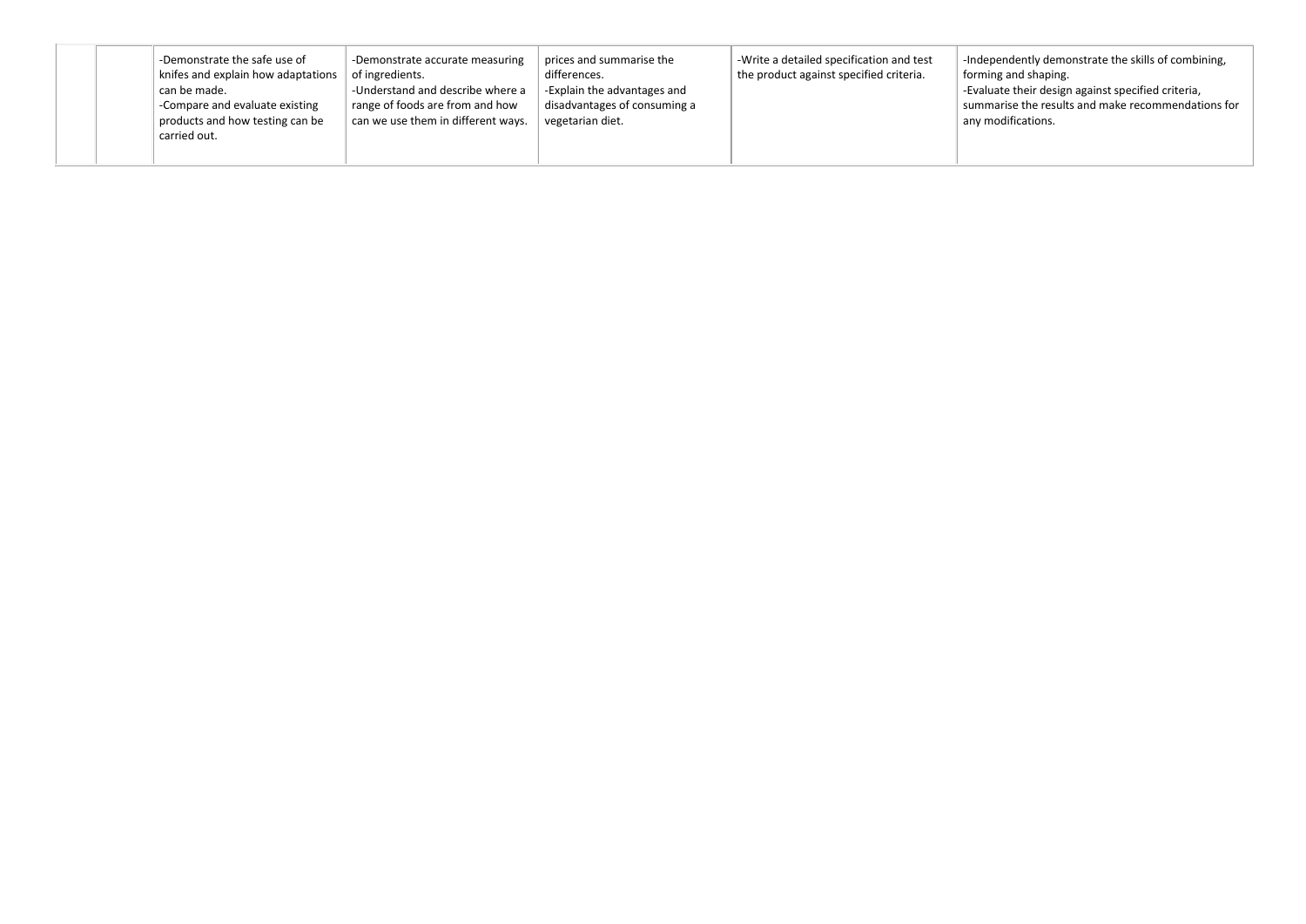| | | | | | | |
|---|---|---|---|---|---|---|
| | | -Demonstrate the safe use of knifes and explain how adaptations can be made.<br>-Compare and evaluate existing products and how testing can be carried out. | -Demonstrate accurate measuring of ingredients.<br>-Understand and describe where a range of foods are from and how can we use them in different ways. | prices and summarise the differences.<br>-Explain the advantages and disadvantages of consuming a vegetarian diet. | -Write a detailed specification and test the product against specified criteria. | -Independently demonstrate the skills of combining, forming and shaping.<br>-Evaluate their design against specified criteria, summarise the results and make recommendations for any modifications. |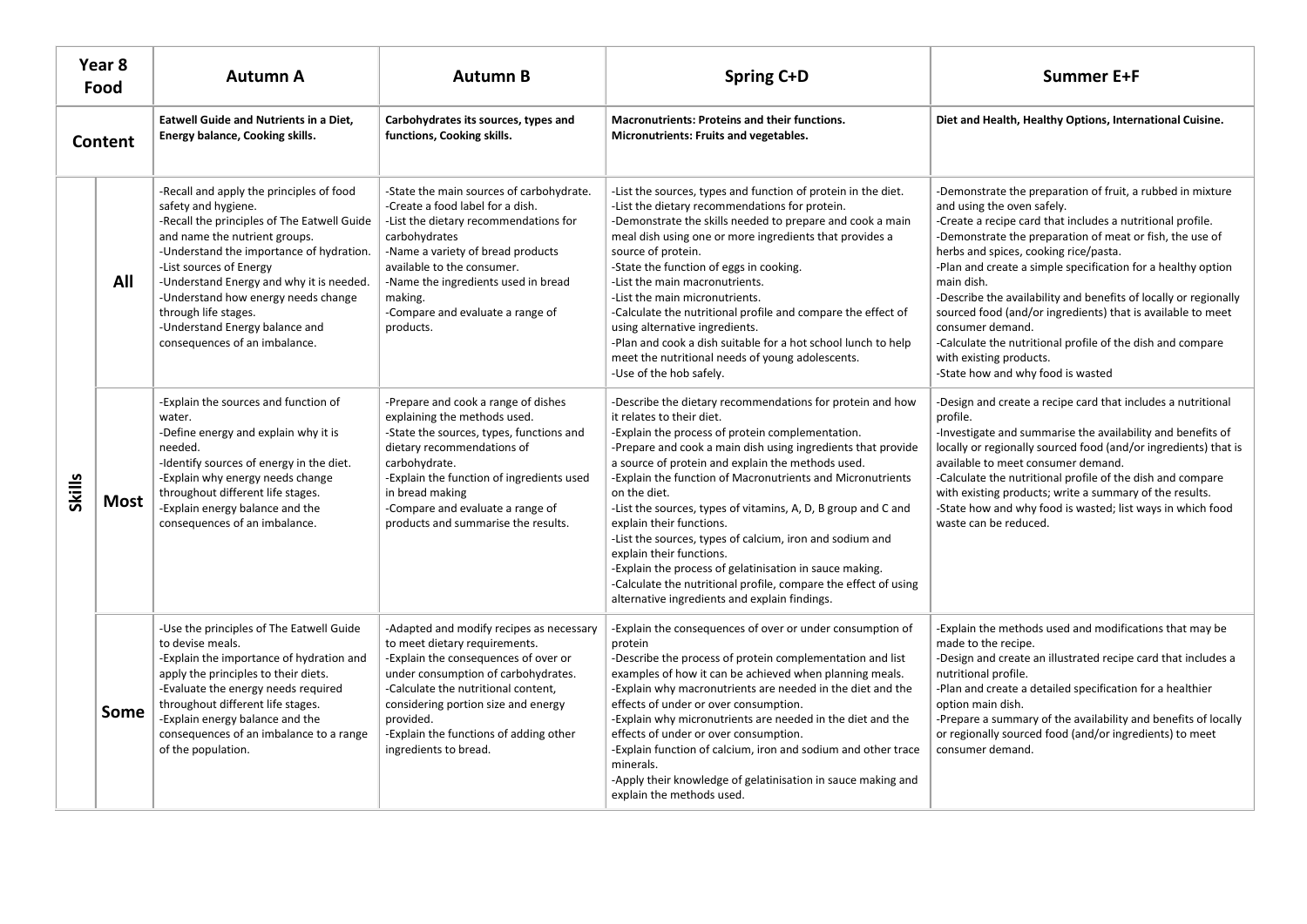| Year 8 Food | | Autumn A | Autumn B | Spring C+D | Summer E+F |
|---|---|---|---|---|---|
| **Content** | | **Eatwell Guide and Nutrients in a Diet, Energy balance, Cooking skills.** | **Carbohydrates its sources, types and functions, Cooking skills.** | **Macronutrients: Proteins and their functions. Micronutrients: Fruits and vegetables.** | **Diet and Health, Healthy Options, International Cuisine.** |
| **Skills** | **All** | -Recall and apply the principles of food safety and hygiene.<br>-Recall the principles of The Eatwell Guide and name the nutrient groups.<br>-Understand the importance of hydration.<br>-List sources of Energy<br>-Understand Energy and why it is needed.<br>-Understand how energy needs change through life stages.<br>-Understand Energy balance and consequences of an imbalance. | -State the main sources of carbohydrate.<br>-Create a food label for a dish.<br>-List the dietary recommendations for carbohydrates<br>-Name a variety of bread products available to the consumer.<br>-Name the ingredients used in bread making.<br>-Compare and evaluate a range of products. | -List the sources, types and function of protein in the diet.<br>-List the dietary recommendations for protein.<br>-Demonstrate the skills needed to prepare and cook a main meal dish using one or more ingredients that provides a source of protein.<br>-State the function of eggs in cooking.<br>-List the main macronutrients.<br>-List the main micronutrients.<br>-Calculate the nutritional profile and compare the effect of using alternative ingredients.<br>-Plan and cook a dish suitable for a hot school lunch to help meet the nutritional needs of young adolescents.<br>-Use of the hob safely. | -Demonstrate the preparation of fruit, a rubbed in mixture and using the oven safely.<br>-Create a recipe card that includes a nutritional profile.<br>-Demonstrate the preparation of meat or fish, the use of herbs and spices, cooking rice/pasta.<br>-Plan and create a simple specification for a healthy option main dish.<br>-Describe the availability and benefits of locally or regionally sourced food (and/or ingredients) that is available to meet consumer demand.<br>-Calculate the nutritional profile of the dish and compare with existing products.<br>-State how and why food is wasted |
| | **Most** | -Explain the sources and function of water.<br>-Define energy and explain why it is needed.<br>-Identify sources of energy in the diet.<br>-Explain why energy needs change throughout different life stages.<br>-Explain energy balance and the consequences of an imbalance. | -Prepare and cook a range of dishes explaining the methods used.<br>-State the sources, types, functions and dietary recommendations of carbohydrate.<br>-Explain the function of ingredients used in bread making<br>-Compare and evaluate a range of products and summarise the results. | -Describe the dietary recommendations for protein and how it relates to their diet.<br>-Explain the process of protein complementation.<br>-Prepare and cook a main dish using ingredients that provide a source of protein and explain the methods used.<br>-Explain the function of Macronutrients and Micronutrients on the diet.<br>-List the sources, types of vitamins, A, D, B group and C and explain their functions.<br>-List the sources, types of calcium, iron and sodium and explain their functions.<br>-Explain the process of gelatinisation in sauce making.<br>-Calculate the nutritional profile, compare the effect of using alternative ingredients and explain findings. | -Design and create a recipe card that includes a nutritional profile.<br>-Investigate and summarise the availability and benefits of locally or regionally sourced food (and/or ingredients) that is available to meet consumer demand.<br>-Calculate the nutritional profile of the dish and compare with existing products; write a summary of the results.<br>-State how and why food is wasted; list ways in which food waste can be reduced. |
| | **Some** | -Use the principles of The Eatwell Guide to devise meals.<br>-Explain the importance of hydration and apply the principles to their diets.<br>-Evaluate the energy needs required throughout different life stages.<br>-Explain energy balance and the consequences of an imbalance to a range of the population. | -Adapted and modify recipes as necessary to meet dietary requirements.<br>-Explain the consequences of over or under consumption of carbohydrates.<br>-Calculate the nutritional content, considering portion size and energy provided.<br>-Explain the functions of adding other ingredients to bread. | -Explain the consequences of over or under consumption of protein<br>-Describe the process of protein complementation and list examples of how it can be achieved when planning meals.<br>-Explain why macronutrients are needed in the diet and the effects of under or over consumption.<br>-Explain why micronutrients are needed in the diet and the effects of under or over consumption.<br>-Explain function of calcium, iron and sodium and other trace minerals.<br>-Apply their knowledge of gelatinisation in sauce making and explain the methods used. | -Explain the methods used and modifications that may be made to the recipe.<br>-Design and create an illustrated recipe card that includes a nutritional profile.<br>-Plan and create a detailed specification for a healthier option main dish.<br>-Prepare a summary of the availability and benefits of locally or regionally sourced food (and/or ingredients) to meet consumer demand. |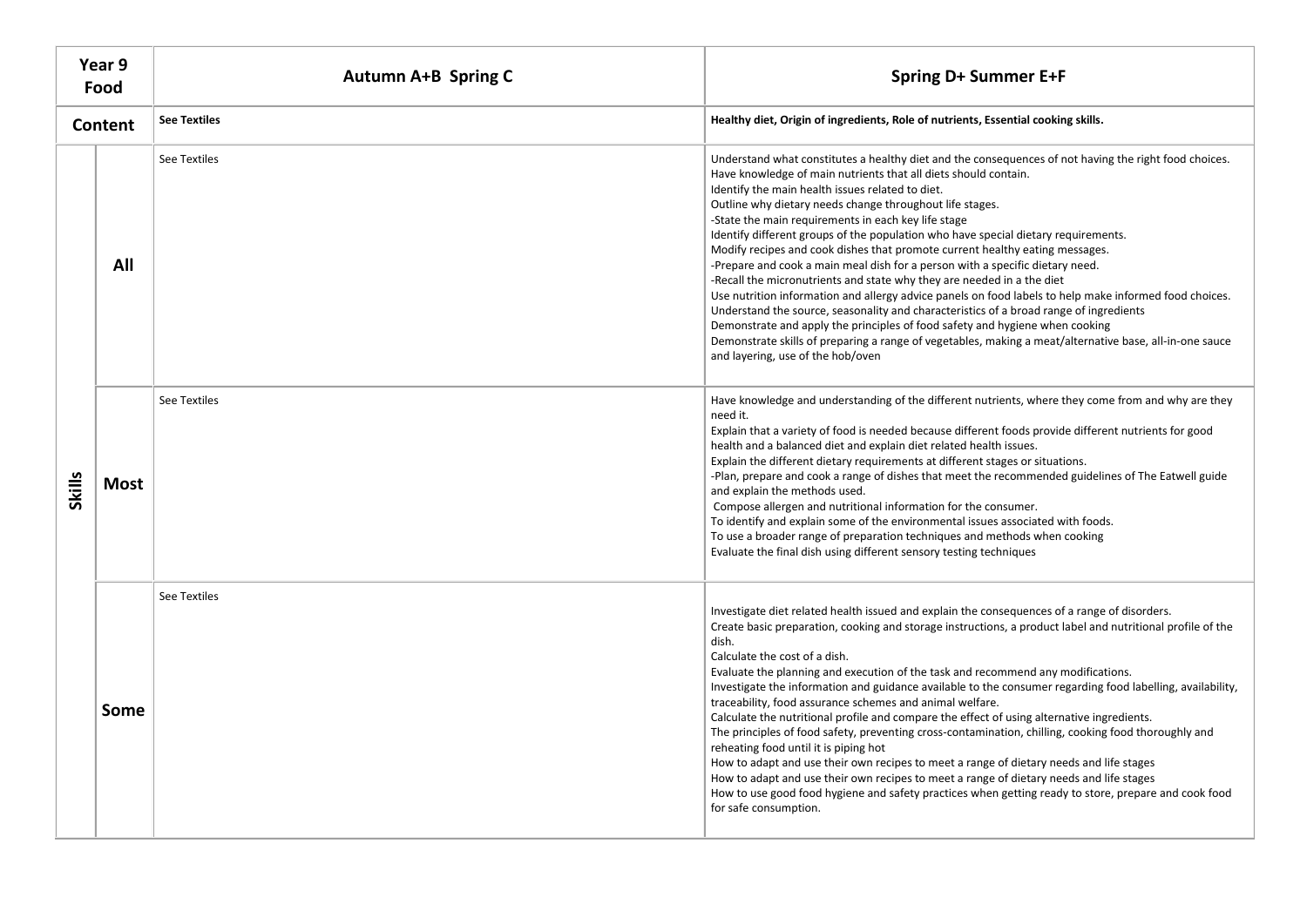| Year 9 Food | | Autumn A+B Spring C | Spring D+ Summer E+F |
|---|---|---|---|
| Content | | **See Textiles** | **Healthy diet, Origin of ingredients, Role of nutrients, Essential cooking skills.** |
| Skills | All | See Textiles | Understand what constitutes a healthy diet and the consequences of not having the right food choices.<br>Have knowledge of main nutrients that all diets should contain.<br>Identify the main health issues related to diet.<br>Outline why dietary needs change throughout life stages.<br>-State the main requirements in each key life stage<br>Identify different groups of the population who have special dietary requirements.<br>Modify recipes and cook dishes that promote current healthy eating messages.<br>-Prepare and cook a main meal dish for a person with a specific dietary need.<br>-Recall the micronutrients and state why they are needed in a the diet<br>Use nutrition information and allergy advice panels on food labels to help make informed food choices.<br>Understand the source, seasonality and characteristics of a broad range of ingredients<br>Demonstrate and apply the principles of food safety and hygiene when cooking<br>Demonstrate skills of preparing a range of vegetables, making a meat/alternative base, all-in-one sauce and layering, use of the hob/oven |
| | Most | See Textiles | Have knowledge and understanding of the different nutrients, where they come from and why are they need it.<br>Explain that a variety of food is needed because different foods provide different nutrients for good health and a balanced diet and explain diet related health issues.<br>Explain the different dietary requirements at different stages or situations.<br>-Plan, prepare and cook a range of dishes that meet the recommended guidelines of The Eatwell guide and explain the methods used.<br>Compose allergen and nutritional information for the consumer.<br>To identify and explain some of the environmental issues associated with foods.<br>To use a broader range of preparation techniques and methods when cooking<br>Evaluate the final dish using different sensory testing techniques |
| | Some | See Textiles | Investigate diet related health issued and explain the consequences of a range of disorders.<br>Create basic preparation, cooking and storage instructions, a product label and nutritional profile of the dish.<br>Calculate the cost of a dish.<br>Evaluate the planning and execution of the task and recommend any modifications.<br>Investigate the information and guidance available to the consumer regarding food labelling, availability, traceability, food assurance schemes and animal welfare.<br>Calculate the nutritional profile and compare the effect of using alternative ingredients.<br>The principles of food safety, preventing cross-contamination, chilling, cooking food thoroughly and reheating food until it is piping hot<br>How to adapt and use their own recipes to meet a range of dietary needs and life stages<br>How to adapt and use their own recipes to meet a range of dietary needs and life stages<br>How to use good food hygiene and safety practices when getting ready to store, prepare and cook food for safe consumption. |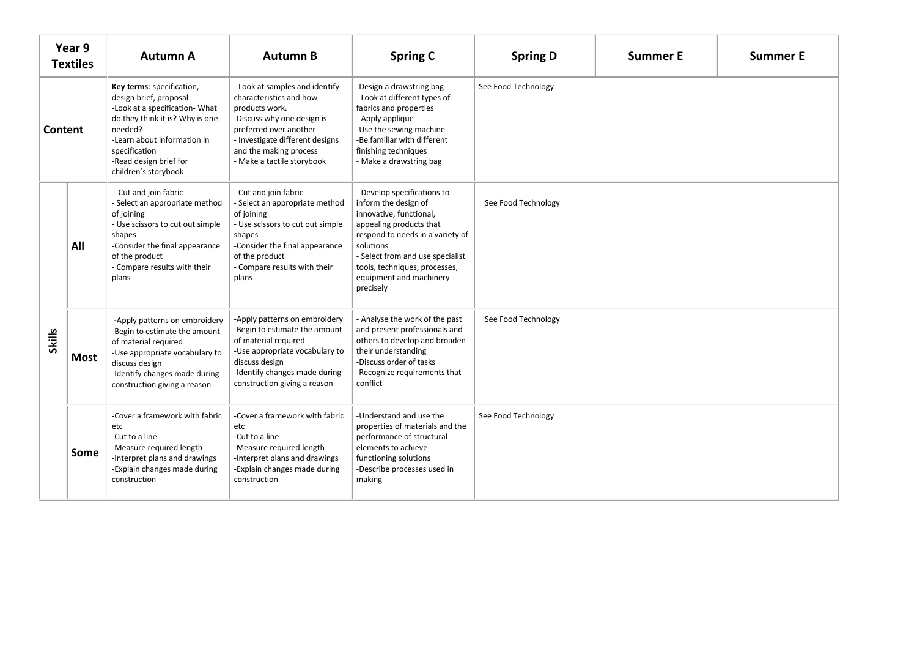| Year 9 Textiles | | Autumn A | Autumn B | Spring C | Spring D | Summer E | Summer E |
|---|---|---|---|---|---|---|---|
| Content | | **Key terms**: specification, design brief, proposal<br>-Look at a specification- What do they think it is? Why is one needed?<br>-Learn about information in specification<br>-Read design brief for children's storybook | - Look at samples and identify characteristics and how products work.<br>-Discuss why one design is preferred over another<br>- Investigate different designs and the making process<br>- Make a tactile storybook | -Design a drawstring bag<br>- Look at different types of fabrics and properties<br>- Apply applique<br>-Use the sewing machine<br>-Be familiar with different finishing techniques<br>- Make a drawstring bag | See Food Technology | | |
| Skills | All | - Cut and join fabric<br>- Select an appropriate method of joining<br>- Use scissors to cut out simple shapes<br>-Consider the final appearance of the product<br>- Compare results with their plans | - Cut and join fabric<br>- Select an appropriate method of joining<br>- Use scissors to cut out simple shapes<br>-Consider the final appearance of the product<br>- Compare results with their plans | - Develop specifications to inform the design of innovative, functional, appealing products that respond to needs in a variety of solutions<br>- Select from and use specialist tools, techniques, processes, equipment and machinery precisely | See Food Technology | | |
| | Most | -Apply patterns on embroidery<br>-Begin to estimate the amount of material required<br>-Use appropriate vocabulary to discuss design<br>-Identify changes made during construction giving a reason | -Apply patterns on embroidery<br>-Begin to estimate the amount of material required<br>-Use appropriate vocabulary to discuss design<br>-Identify changes made during construction giving a reason | - Analyse the work of the past and present professionals and others to develop and broaden their understanding<br>-Discuss order of tasks<br>-Recognize requirements that conflict | See Food Technology | | |
| | Some | -Cover a framework with fabric etc<br>-Cut to a line<br>-Measure required length<br>-Interpret plans and drawings<br>-Explain changes made during construction | -Cover a framework with fabric etc<br>-Cut to a line<br>-Measure required length<br>-Interpret plans and drawings<br>-Explain changes made during construction | -Understand and use the properties of materials and the performance of structural elements to achieve functioning solutions<br>-Describe processes used in making | See Food Technology | | |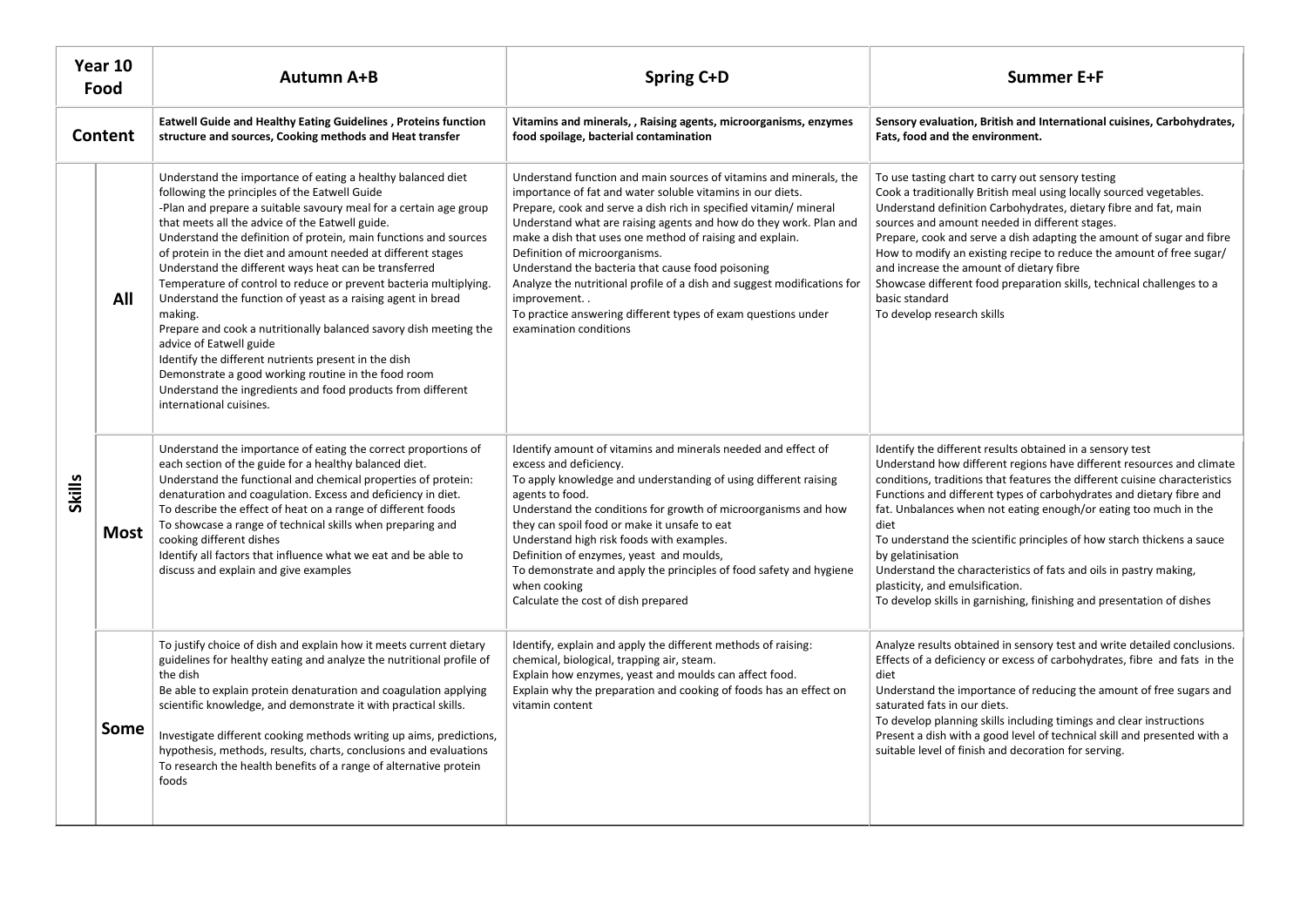| Year 10 Food | | Autumn A+B | Spring C+D | Summer E+F |
|---|---|---|---|---|
| **Content** | | **Eatwell Guide and Healthy Eating Guidelines , Proteins function structure and sources, Cooking methods and Heat transfer** | **Vitamins and minerals, , Raising agents, microorganisms, enzymes food spoilage, bacterial contamination** | **Sensory evaluation, British and International cuisines, Carbohydrates, Fats, food and the environment.** |
| **Skills** | **All** | Understand the importance of eating a healthy balanced diet following the principles of the Eatwell Guide<br>-Plan and prepare a suitable savoury meal for a certain age group that meets all the advice of the Eatwell guide.<br>Understand the definition of protein, main functions and sources of protein in the diet and amount needed at different stages<br>Understand the different ways heat can be transferred<br>Temperature of control to reduce or prevent bacteria multiplying.<br>Understand the function of yeast as a raising agent in bread making.<br>Prepare and cook a nutritionally balanced savory dish meeting the advice of Eatwell guide<br>Identify the different nutrients present in the dish<br>Demonstrate a good working routine in the food room<br>Understand the ingredients and food products from different international cuisines. | Understand function and main sources of vitamins and minerals, the importance of fat and water soluble vitamins in our diets.<br>Prepare, cook and serve a dish rich in specified vitamin/ mineral<br>Understand what are raising agents and how do they work. Plan and make a dish that uses one method of raising and explain.<br>Definition of microorganisms.<br>Understand the bacteria that cause food poisoning<br>Analyze the nutritional profile of a dish and suggest modifications for improvement. .<br>To practice answering different types of exam questions under examination conditions | To use tasting chart to carry out sensory testing<br>Cook a traditionally British meal using locally sourced vegetables.<br>Understand definition Carbohydrates, dietary fibre and fat, main sources and amount needed in different stages.<br>Prepare, cook and serve a dish adapting the amount of sugar and fibre<br>How to modify an existing recipe to reduce the amount of free sugar/ and increase the amount of dietary fibre<br>Showcase different food preparation skills, technical challenges to a basic standard<br>To develop research skills |
| | **Most** | Understand the importance of eating the correct proportions of each section of the guide for a healthy balanced diet.<br>Understand the functional and chemical properties of protein: denaturation and coagulation. Excess and deficiency in diet.<br>To describe the effect of heat on a range of different foods<br>To showcase a range of technical skills when preparing and cooking different dishes<br>Identify all factors that influence what we eat and be able to discuss and explain and give examples | Identify amount of vitamins and minerals needed and effect of excess and deficiency.<br>To apply knowledge and understanding of using different raising agents to food.<br>Understand the conditions for growth of microorganisms and how they can spoil food or make it unsafe to eat<br>Understand high risk foods with examples.<br>Definition of enzymes, yeast and moulds,<br>To demonstrate and apply the principles of food safety and hygiene when cooking<br>Calculate the cost of dish prepared | Identify the different results obtained in a sensory test<br>Understand how different regions have different resources and climate conditions, traditions that features the different cuisine characteristics<br>Functions and different types of carbohydrates and dietary fibre and fat. Unbalances when not eating enough/or eating too much in the diet<br>To understand the scientific principles of how starch thickens a sauce by gelatinisation<br>Understand the characteristics of fats and oils in pastry making, plasticity, and emulsification.<br>To develop skills in garnishing, finishing and presentation of dishes |
| | **Some** | To justify choice of dish and explain how it meets current dietary guidelines for healthy eating and analyze the nutritional profile of the dish<br>Be able to explain protein denaturation and coagulation applying scientific knowledge, and demonstrate it with practical skills.<br><br>Investigate different cooking methods writing up aims, predictions, hypothesis, methods, results, charts, conclusions and evaluations<br>To research the health benefits of a range of alternative protein foods | Identify, explain and apply the different methods of raising: chemical, biological, trapping air, steam.<br>Explain how enzymes, yeast and moulds can affect food.<br>Explain why the preparation and cooking of foods has an effect on vitamin content | Analyze results obtained in sensory test and write detailed conclusions.<br>Effects of a deficiency or excess of carbohydrates, fibre and fats in the diet<br>Understand the importance of reducing the amount of free sugars and saturated fats in our diets.<br>To develop planning skills including timings and clear instructions<br>Present a dish with a good level of technical skill and presented with a suitable level of finish and decoration for serving. |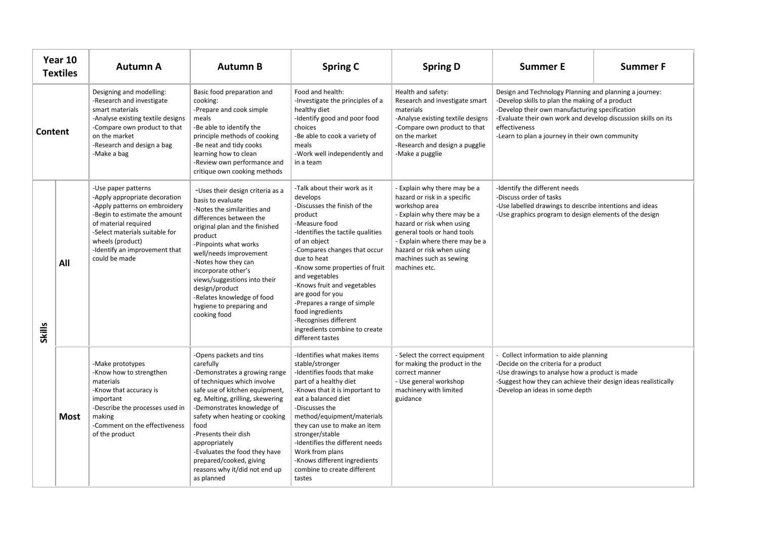| Year 10 Textiles | | Autumn A | Autumn B | Spring C | Spring D | Summer E | Summer F |
|---|---|---|---|---|---|---|---|
| Content | | Designing and modelling:<br>-Research and investigate smart materials<br>-Analyse existing textile designs<br>-Compare own product to that on the market<br>-Research and design a bag<br>-Make a bag | Basic food preparation and cooking:<br>-Prepare and cook simple meals<br>-Be able to identify the principle methods of cooking<br>-Be neat and tidy cooks learning how to clean<br>-Review own performance and critique own cooking methods | Food and health:<br>-Investigate the principles of a healthy diet<br>-Identify good and poor food choices<br>-Be able to cook a variety of meals<br>-Work well independently and in a team | Health and safety:<br>Research and investigate smart materials<br>-Analyse existing textile designs<br>-Compare own product to that on the market<br>-Research and design a pugglie<br>-Make a pugglie | Design and Technology Planning and planning a journey:<br>-Develop skills to plan the making of a product<br>-Develop their own manufacturing specification<br>-Evaluate their own work and develop discussion skills on its effectiveness<br>-Learn to plan a journey in their own community | |
| Skills | All | -Use paper patterns<br>-Apply appropriate decoration<br>-Apply patterns on embroidery<br>-Begin to estimate the amount of material required<br>-Select materials suitable for wheels (product)<br>-Identify an improvement that could be made | -Uses their design criteria as a basis to evaluate<br>-Notes the similarities and differences between the original plan and the finished product<br>-Pinpoints what works well/needs improvement<br>-Notes how they can incorporate other's views/suggestions into their design/product<br>-Relates knowledge of food hygiene to preparing and cooking food | -Talk about their work as it develops<br>-Discusses the finish of the product<br>-Measure food<br>-Identifies the tactile qualities of an object<br>-Compares changes that occur due to heat<br>-Know some properties of fruit and vegetables<br>-Knows fruit and vegetables are good for you<br>-Prepares a range of simple food ingredients<br>-Recognises different ingredients combine to create different tastes | - Explain why there may be a hazard or risk in a specific workshop area<br>- Explain why there may be a hazard or risk when using general tools or hand tools<br>- Explain where there may be a hazard or risk when using machines such as sewing machines etc. | -Identify the different needs<br>-Discuss order of tasks<br>-Use labelled drawings to describe intentions and ideas<br>-Use graphics program to design elements of the design | |
| | Most | -Make prototypes<br>-Know how to strengthen materials<br>-Know that accuracy is important<br>-Describe the processes used in making<br>-Comment on the effectiveness of the product | -Opens packets and tins carefully<br>-Demonstrates a growing range of techniques which involve safe use of kitchen equipment, eg. Melting, grilling, skewering<br>-Demonstrates knowledge of safety when heating or cooking food<br>-Presents their dish appropriately<br>-Evaluates the food they have prepared/cooked, giving reasons why it/did not end up as planned | -Identifies what makes items stable/stronger<br>-Identifies foods that make part of a healthy diet<br>-Knows that it is important to eat a balanced diet<br>-Discusses the method/equipment/materials they can use to make an item stronger/stable<br>-Identifies the different needs Work from plans<br>-Knows different ingredients combine to create different tastes | - Select the correct equipment for making the product in the correct manner<br>- Use general workshop machinery with limited guidance | - Collect information to aide planning<br>-Decide on the criteria for a product<br>-Use drawings to analyse how a product is made<br>-Suggest how they can achieve their design ideas realistically<br>-Develop an ideas in some depth | |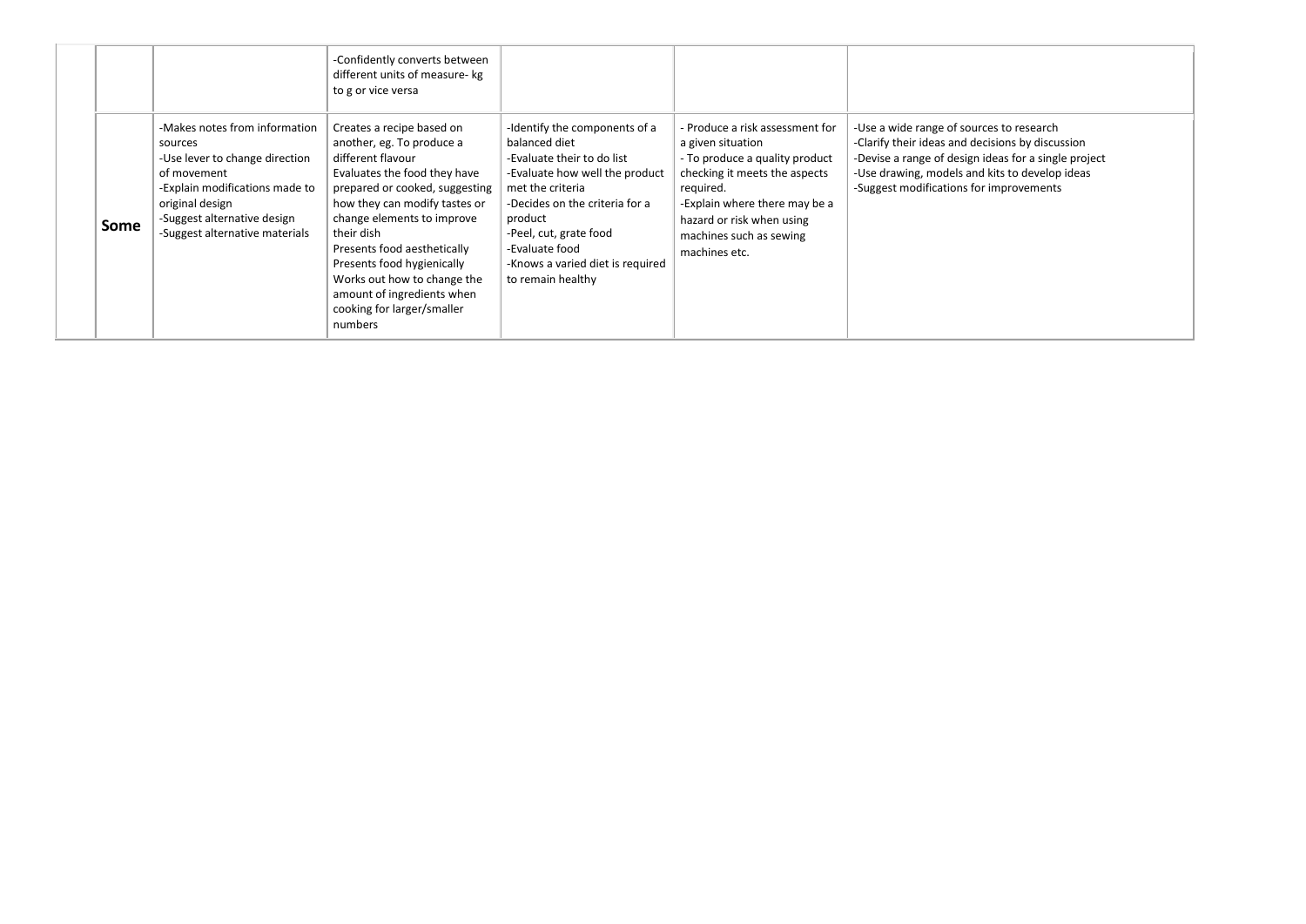| | | | | | | |
|---|---|---|---|---|---|---|
| | | | -Confidently converts between different units of measure- kg to g or vice versa | | | |
| | **Some** | -Makes notes from information sources<br>-Use lever to change direction of movement<br>-Explain modifications made to original design<br>-Suggest alternative design<br>-Suggest alternative materials | Creates a recipe based on another, eg. To produce a different flavour<br>Evaluates the food they have prepared or cooked, suggesting how they can modify tastes or change elements to improve their dish<br>Presents food aesthetically<br>Presents food hygienically<br>Works out how to change the amount of ingredients when cooking for larger/smaller numbers | -Identify the components of a balanced diet<br>-Evaluate their to do list<br>-Evaluate how well the product met the criteria<br>-Decides on the criteria for a product<br>-Peel, cut, grate food<br>-Evaluate food<br>-Knows a varied diet is required to remain healthy | - Produce a risk assessment for a given situation<br>- To produce a quality product checking it meets the aspects required.<br>-Explain where there may be a hazard or risk when using machines such as sewing machines etc. | -Use a wide range of sources to research<br>-Clarify their ideas and decisions by discussion<br>-Devise a range of design ideas for a single project<br>-Use drawing, models and kits to develop ideas<br>-Suggest modifications for improvements |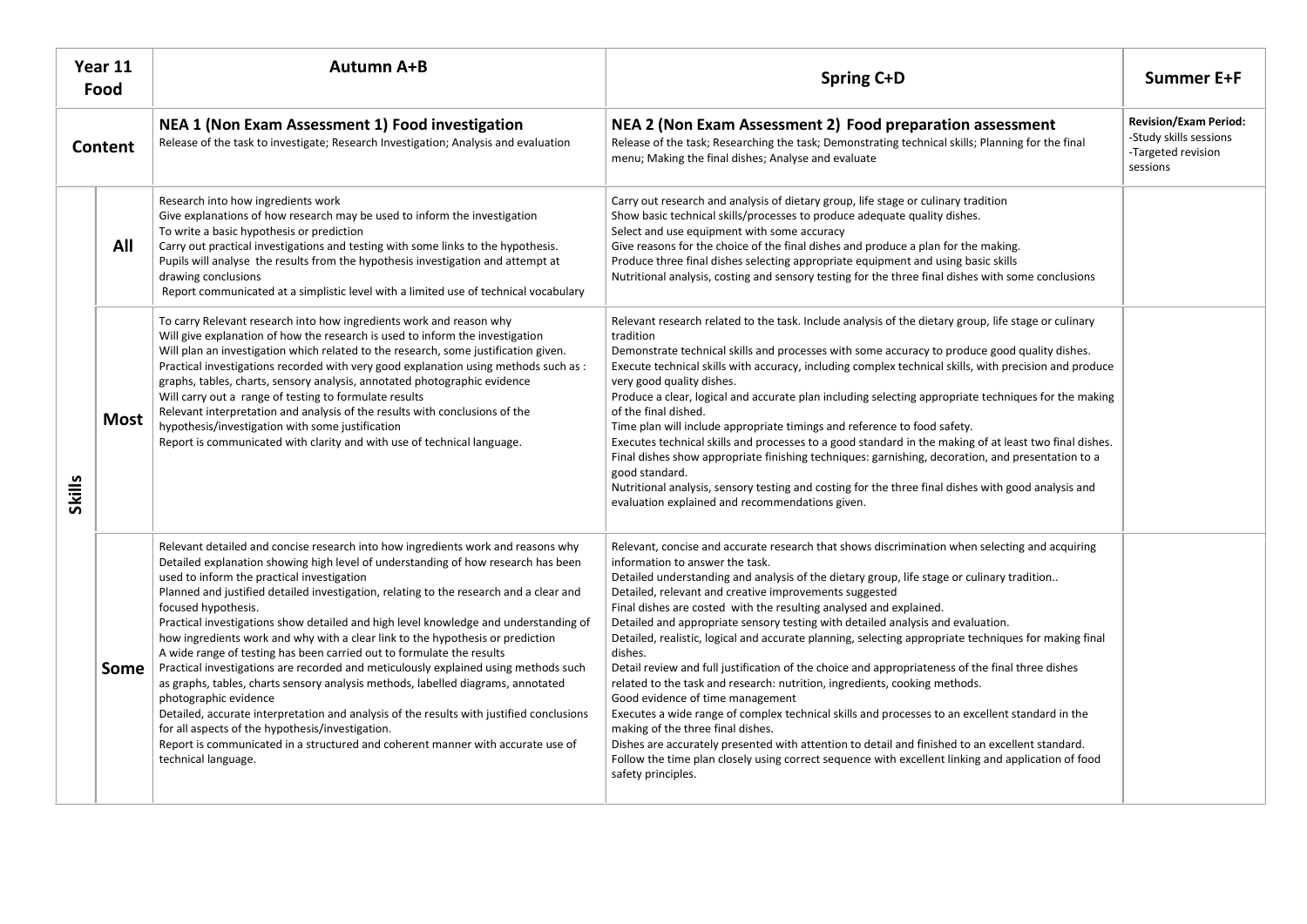| Year 11 Food | | Autumn A+B | Spring C+D | Summer E+F |
|---|---|---|---|---|
| Content | | **NEA 1 (Non Exam Assessment 1) Food investigation**<br>Release of the task to investigate; Research Investigation; Analysis and evaluation | **NEA 2 (Non Exam Assessment 2) Food preparation assessment**<br>Release of the task; Researching the task; Demonstrating technical skills; Planning for the final menu; Making the final dishes; Analyse and evaluate | **Revision/Exam Period:**<br>-Study skills sessions<br>-Targeted revision sessions |
| Skills | All | Research into how ingredients work<br>Give explanations of how research may be used to inform the investigation<br>To write a basic hypothesis or prediction<br>Carry out practical investigations and testing with some links to the hypothesis.<br>Pupils will analyse the results from the hypothesis investigation and attempt at drawing conclusions<br>Report communicated at a simplistic level with a limited use of technical vocabulary | Carry out research and analysis of dietary group, life stage or culinary tradition<br>Show basic technical skills/processes to produce adequate quality dishes.<br>Select and use equipment with some accuracy<br>Give reasons for the choice of the final dishes and produce a plan for the making.<br>Produce three final dishes selecting appropriate equipment and using basic skills<br>Nutritional analysis, costing and sensory testing for the three final dishes with some conclusions | |
| | Most | To carry Relevant research into how ingredients work and reason why<br>Will give explanation of how the research is used to inform the investigation<br>Will plan an investigation which related to the research, some justification given.<br>Practical investigations recorded with very good explanation using methods such as : graphs, tables, charts, sensory analysis, annotated photographic evidence<br>Will carry out a range of testing to formulate results<br>Relevant interpretation and analysis of the results with conclusions of the hypothesis/investigation with some justification<br>Report is communicated with clarity and with use of technical language. | Relevant research related to the task. Include analysis of the dietary group, life stage or culinary tradition<br>Demonstrate technical skills and processes with some accuracy to produce good quality dishes.<br>Execute technical skills with accuracy, including complex technical skills, with precision and produce very good quality dishes.<br>Produce a clear, logical and accurate plan including selecting appropriate techniques for the making of the final dished.<br>Time plan will include appropriate timings and reference to food safety.<br>Executes technical skills and processes to a good standard in the making of at least two final dishes.<br>Final dishes show appropriate finishing techniques: garnishing, decoration, and presentation to a good standard.<br>Nutritional analysis, sensory testing and costing for the three final dishes with good analysis and evaluation explained and recommendations given. | |
| | Some | Relevant detailed and concise research into how ingredients work and reasons why<br>Detailed explanation showing high level of understanding of how research has been used to inform the practical investigation<br>Planned and justified detailed investigation, relating to the research and a clear and focused hypothesis.<br>Practical investigations show detailed and high level knowledge and understanding of how ingredients work and why with a clear link to the hypothesis or prediction<br>A wide range of testing has been carried out to formulate the results<br>Practical investigations are recorded and meticulously explained using methods such as graphs, tables, charts sensory analysis methods, labelled diagrams, annotated photographic evidence<br>Detailed, accurate interpretation and analysis of the results with justified conclusions for all aspects of the hypothesis/investigation.<br>Report is communicated in a structured and coherent manner with accurate use of technical language. | Relevant, concise and accurate research that shows discrimination when selecting and acquiring information to answer the task.<br>Detailed understanding and analysis of the dietary group, life stage or culinary tradition..<br>Detailed, relevant and creative improvements suggested<br>Final dishes are costed with the resulting analysed and explained.<br>Detailed and appropriate sensory testing with detailed analysis and evaluation.<br>Detailed, realistic, logical and accurate planning, selecting appropriate techniques for making final dishes.<br>Detail review and full justification of the choice and appropriateness of the final three dishes related to the task and research: nutrition, ingredients, cooking methods.<br>Good evidence of time management<br>Executes a wide range of complex technical skills and processes to an excellent standard in the making of the three final dishes.<br>Dishes are accurately presented with attention to detail and finished to an excellent standard.<br>Follow the time plan closely using correct sequence with excellent linking and application of food safety principles. | |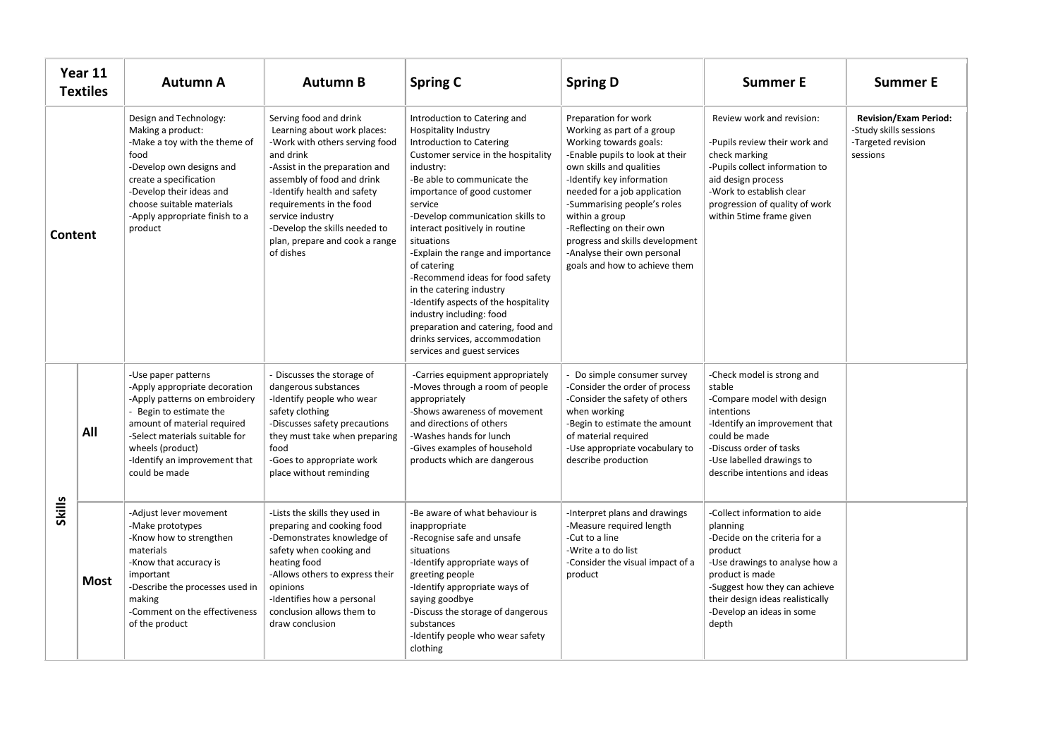| Year 11 Textiles | | Autumn A | Autumn B | Spring C | Spring D | Summer E | Summer E |
|---|---|---|---|---|---|---|---|
| Content | | Design and Technology:<br>Making a product:<br>-Make a toy with the theme of food<br>-Develop own designs and create a specification<br>-Develop their ideas and choose suitable materials<br>-Apply appropriate finish to a product | Serving food and drink<br>Learning about work places:<br>-Work with others serving food and drink<br>-Assist in the preparation and assembly of food and drink<br>-Identify health and safety requirements in the food service industry<br>-Develop the skills needed to plan, prepare and cook a range of dishes | Introduction to Catering and Hospitality Industry<br>Introduction to Catering<br>Customer service in the hospitality industry:<br>-Be able to communicate the importance of good customer service<br>-Develop communication skills to interact positively in routine situations<br>-Explain the range and importance of catering<br>-Recommend ideas for food safety in the catering industry<br>-Identify aspects of the hospitality industry including: food preparation and catering, food and drinks services, accommodation services and guest services | Preparation for work<br>Working as part of a group<br>Working towards goals:<br>-Enable pupils to look at their own skills and qualities<br>-Identify key information needed for a job application<br>-Summarising people's roles within a group<br>-Reflecting on their own progress and skills development<br>-Analyse their own personal goals and how to achieve them | Review work and revision:<br><br>-Pupils review their work and check marking<br>-Pupils collect information to aid design process<br>-Work to establish clear progression of quality of work within 5time frame given | **Revision/Exam Period:**<br>-Study skills sessions<br>-Targeted revision sessions |
| Skills | All | -Use paper patterns<br>-Apply appropriate decoration<br>-Apply patterns on embroidery<br>- Begin to estimate the amount of material required<br>-Select materials suitable for wheels (product)<br>-Identify an improvement that could be made | - Discusses the storage of dangerous substances<br>-Identify people who wear safety clothing<br>-Discusses safety precautions they must take when preparing food<br>-Goes to appropriate work place without reminding | -Carries equipment appropriately<br>-Moves through a room of people appropriately<br>-Shows awareness of movement and directions of others<br>-Washes hands for lunch<br>-Gives examples of household products which are dangerous | - Do simple consumer survey<br>-Consider the order of process<br>-Consider the safety of others when working<br>-Begin to estimate the amount of material required<br>-Use appropriate vocabulary to describe production | -Check model is strong and stable<br>-Compare model with design intentions<br>-Identify an improvement that could be made<br>-Discuss order of tasks<br>-Use labelled drawings to describe intentions and ideas | |
| | Most | -Adjust lever movement<br>-Make prototypes<br>-Know how to strengthen materials<br>-Know that accuracy is important<br>-Describe the processes used in making<br>-Comment on the effectiveness of the product | -Lists the skills they used in preparing and cooking food<br>-Demonstrates knowledge of safety when cooking and heating food<br>-Allows others to express their opinions<br>-Identifies how a personal conclusion allows them to draw conclusion | -Be aware of what behaviour is inappropriate<br>-Recognise safe and unsafe situations<br>-Identify appropriate ways of greeting people<br>-Identify appropriate ways of saying goodbye<br>-Discuss the storage of dangerous substances<br>-Identify people who wear safety clothing | -Interpret plans and drawings<br>-Measure required length<br>-Cut to a line<br>-Write a to do list<br>-Consider the visual impact of a product | -Collect information to aide planning<br>-Decide on the criteria for a product<br>-Use drawings to analyse how a product is made<br>-Suggest how they can achieve their design ideas realistically<br>-Develop an ideas in some depth | |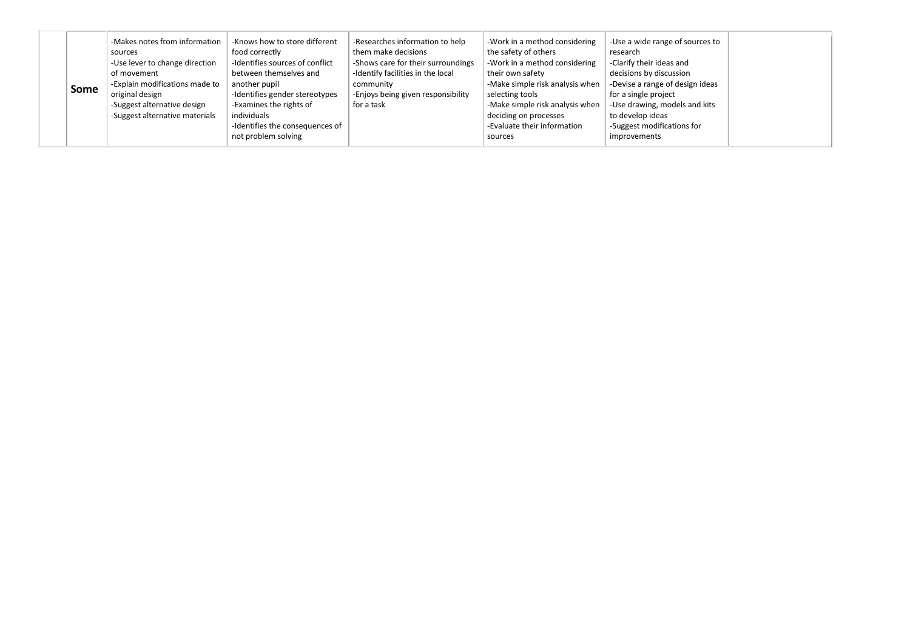| | | | | | | | |
|---|---|---|---|---|---|---|---|
| | **Some** | -Makes notes from information sources<br>-Use lever to change direction of movement<br>-Explain modifications made to original design<br>-Suggest alternative design<br>-Suggest alternative materials | -Knows how to store different food correctly<br>-Identifies sources of conflict between themselves and another pupil<br>-Identifies gender stereotypes<br>-Examines the rights of individuals<br>-Identifies the consequences of not problem solving | -Researches information to help them make decisions<br>-Shows care for their surroundings<br>-Identify facilities in the local community<br>-Enjoys being given responsibility for a task | -Work in a method considering the safety of others<br>-Work in a method considering their own safety<br>-Make simple risk analysis when selecting tools<br>-Make simple risk analysis when deciding on processes<br>-Evaluate their information sources | -Use a wide range of sources to research<br>-Clarify their ideas and decisions by discussion<br>-Devise a range of design ideas for a single project<br>-Use drawing, models and kits to develop ideas<br>-Suggest modifications for improvements | |